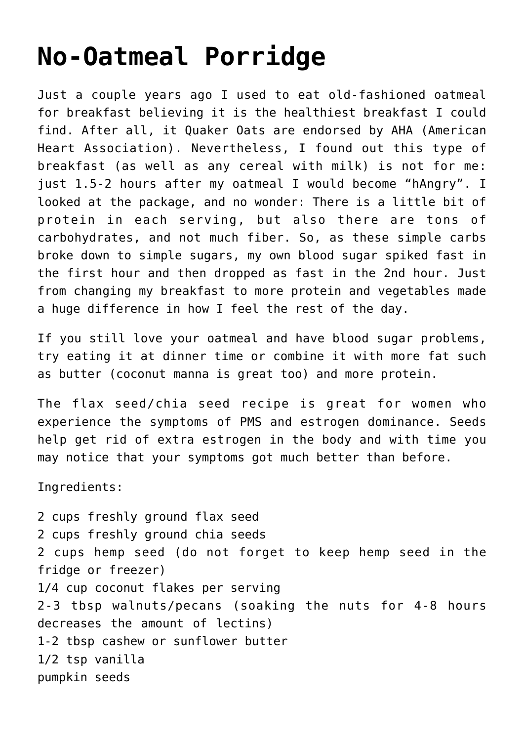# No-Oatmeal Porridge

Just a couple years ago I used to eat old-fashioned oatmeal for breakfast believing it is the healthiest breakfast I could find. After all, it Quaker Oats are endorsed by AHA (American Heart Association). Nevertheless, I found out this type of breakfast (as well as any cereal with milk) is not for me: just 1.5-2 hours after my oatmeal I would become "hAngry". I looked at the package, and no wonder: There is a little bit of protein in each serving, but also there are tons of carbohydrates, and not much fiber. So, as these simple carbs broke down to simple sugars, my own blood sugar spiked fast in the first hour and then dropped as fast in the 2nd hour. Just from changing my breakfast to more protein and vegetables made a huge difference in how I feel the rest of the day.

If you still love your oatmeal and have blood sugar problems, try eating it at dinner time or combine it with more fat such as butter (coconut manna is great too) and more protein.

The flax seed/chia seed recipe is great for women who experience the symptoms of PMS and estrogen dominance. Seeds help get rid of extra estrogen in the body and with time you may notice that your symptoms got much better than before.

Ingredients:

2 cups freshly ground flax seed
2 cups freshly ground chia seeds
2 cups hemp seed (do not forget to keep hemp seed in the fridge or freezer)
1/4 cup coconut flakes per serving
2-3 tbsp walnuts/pecans (soaking the nuts for 4-8 hours decreases the amount of lectins)
1-2 tbsp cashew or sunflower butter
1/2 tsp vanilla
pumpkin seeds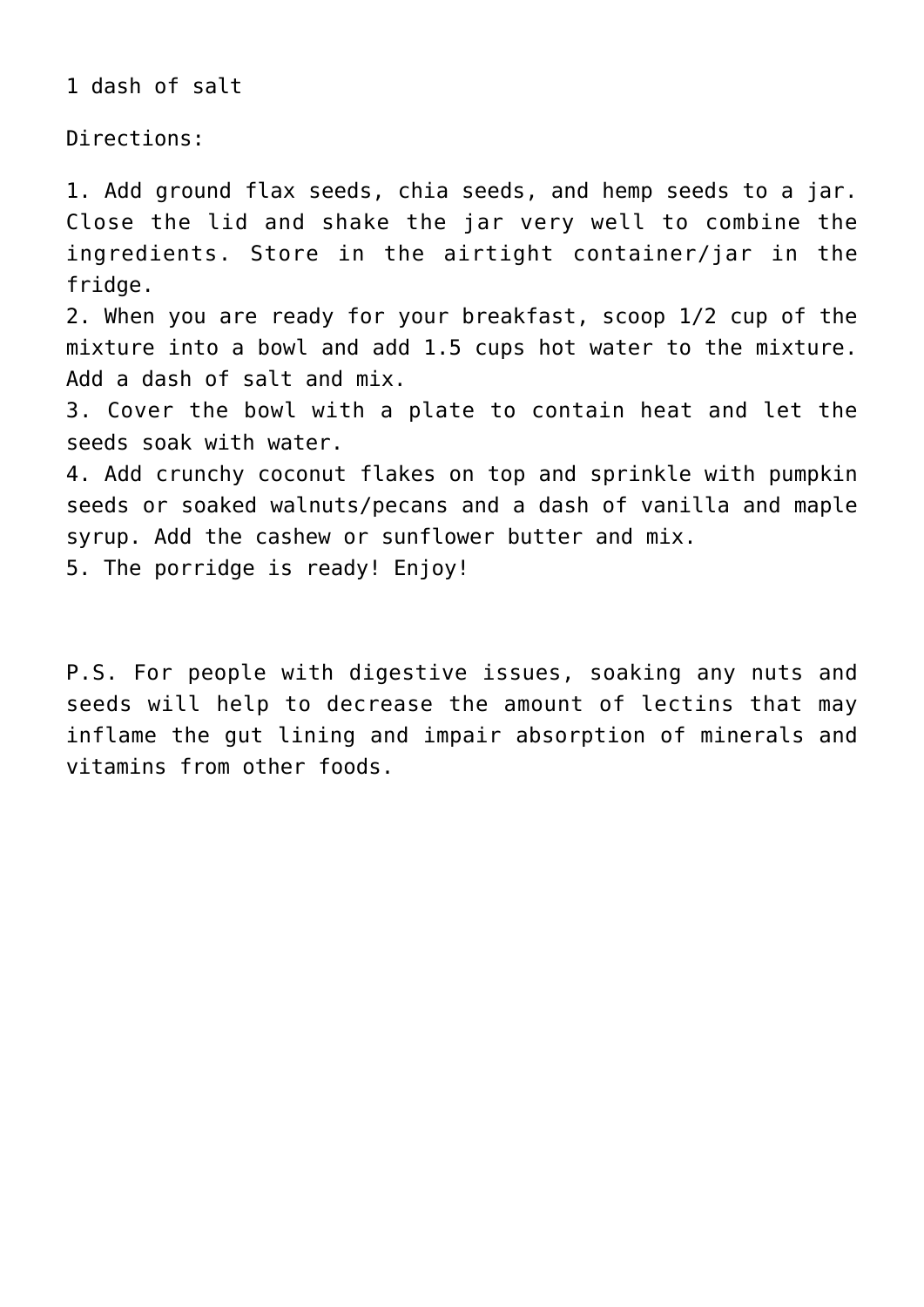1 dash of salt

Directions:

1. Add ground flax seeds, chia seeds, and hemp seeds to a jar. Close the lid and shake the jar very well to combine the ingredients. Store in the airtight container/jar in the fridge.
2. When you are ready for your breakfast, scoop 1/2 cup of the mixture into a bowl and add 1.5 cups hot water to the mixture. Add a dash of salt and mix.
3. Cover the bowl with a plate to contain heat and let the seeds soak with water.
4. Add crunchy coconut flakes on top and sprinkle with pumpkin seeds or soaked walnuts/pecans and a dash of vanilla and maple syrup. Add the cashew or sunflower butter and mix.
5. The porridge is ready! Enjoy!

P.S. For people with digestive issues, soaking any nuts and seeds will help to decrease the amount of lectins that may inflame the gut lining and impair absorption of minerals and vitamins from other foods.